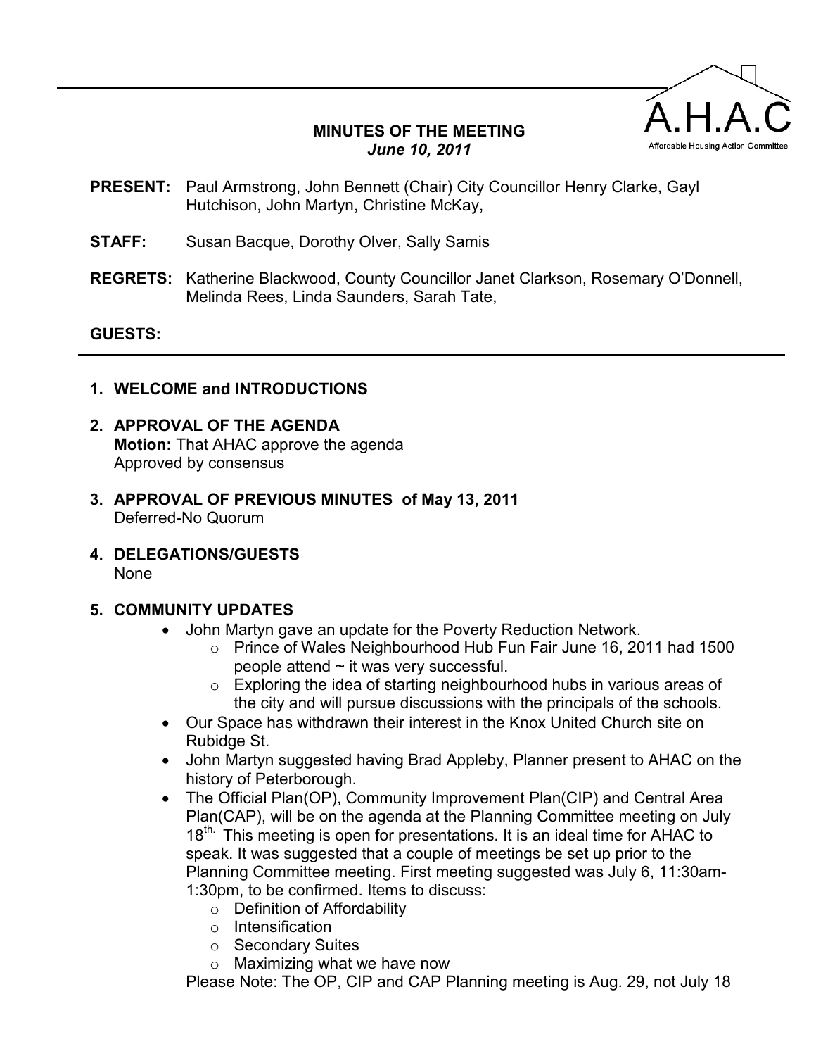A.H.A.C
Affordable Housing Action Committee

# MINUTES OF THE MEETING
*June 10, 2011*

**PRESENT:** Paul Armstrong, John Bennett (Chair) City Councillor Henry Clarke, Gayl Hutchison, John Martyn, Christine McKay,

**STAFF:** Susan Bacque, Dorothy Olver, Sally Samis

**REGRETS:** Katherine Blackwood, County Councillor Janet Clarkson, Rosemary O'Donnell, Melinda Rees, Linda Saunders, Sarah Tate,

**GUESTS:**

---

## 1. WELCOME and INTRODUCTIONS

## 2. APPROVAL OF THE AGENDA

**Motion:** That AHAC approve the agenda
Approved by consensus

## 3. APPROVAL OF PREVIOUS MINUTES of May 13, 2011

Deferred-No Quorum

## 4. DELEGATIONS/GUESTS

None

## 5. COMMUNITY UPDATES

- John Martyn gave an update for the Poverty Reduction Network.
  - Prince of Wales Neighbourhood Hub Fun Fair June 16, 2011 had 1500 people attend ~ it was very successful.
  - Exploring the idea of starting neighbourhood hubs in various areas of the city and will pursue discussions with the principals of the schools.
- Our Space has withdrawn their interest in the Knox United Church site on Rubidge St.
- John Martyn suggested having Brad Appleby, Planner present to AHAC on the history of Peterborough.
- The Official Plan(OP), Community Improvement Plan(CIP) and Central Area Plan(CAP), will be on the agenda at the Planning Committee meeting on July 18th. This meeting is open for presentations. It is an ideal time for AHAC to speak. It was suggested that a couple of meetings be set up prior to the Planning Committee meeting. First meeting suggested was July 6, 11:30am-1:30pm, to be confirmed. Items to discuss:
  - Definition of Affordability
  - Intensification
  - Secondary Suites
  - Maximizing what we have now

  Please Note: The OP, CIP and CAP Planning meeting is Aug. 29, not July 18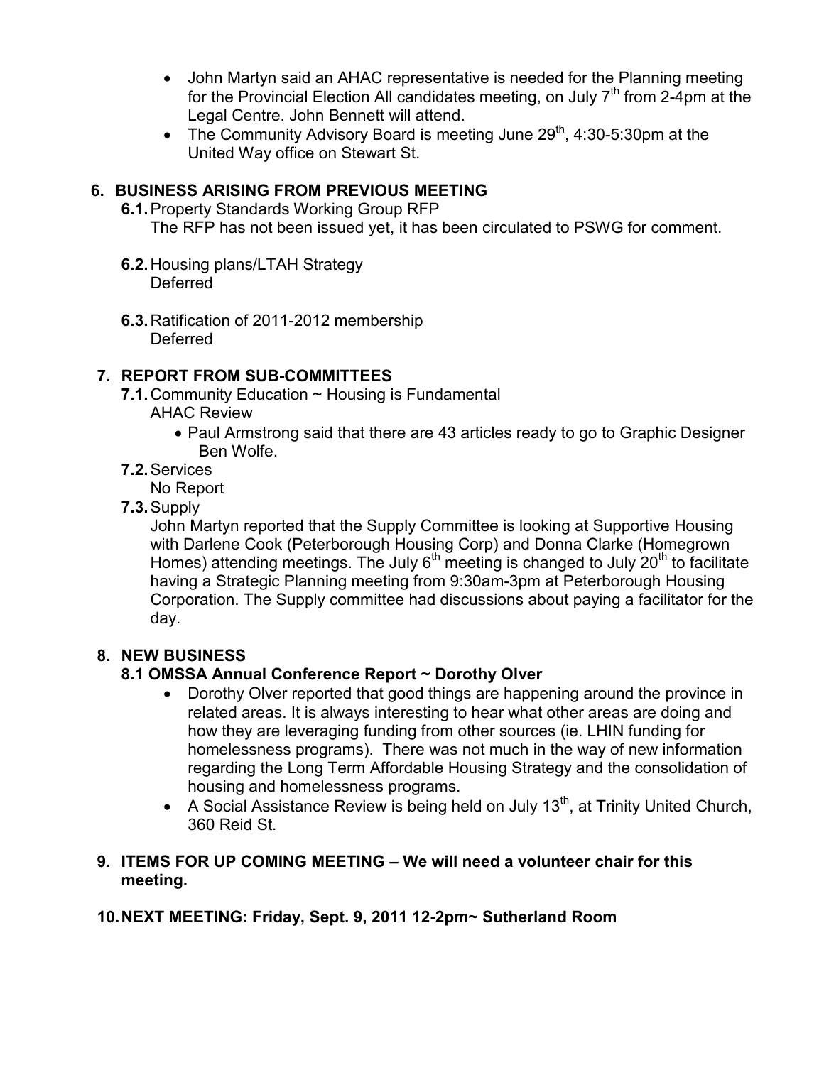- John Martyn said an AHAC representative is needed for the Planning meeting for the Provincial Election All candidates meeting, on July 7th from 2-4pm at the Legal Centre. John Bennett will attend.
- The Community Advisory Board is meeting June 29th, 4:30-5:30pm at the United Way office on Stewart St.

## 6. BUSINESS ARISING FROM PREVIOUS MEETING

**6.1.** Property Standards Working Group RFP
The RFP has not been issued yet, it has been circulated to PSWG for comment.

**6.2.** Housing plans/LTAH Strategy
Deferred

**6.3.** Ratification of 2011-2012 membership
Deferred

## 7. REPORT FROM SUB-COMMITTEES

**7.1.** Community Education ~ Housing is Fundamental
AHAC Review

- Paul Armstrong said that there are 43 articles ready to go to Graphic Designer Ben Wolfe.

**7.2.** Services
No Report

**7.3.** Supply
John Martyn reported that the Supply Committee is looking at Supportive Housing with Darlene Cook (Peterborough Housing Corp) and Donna Clarke (Homegrown Homes) attending meetings. The July 6th meeting is changed to July 20th to facilitate having a Strategic Planning meeting from 9:30am-3pm at Peterborough Housing Corporation. The Supply committee had discussions about paying a facilitator for the day.

## 8. NEW BUSINESS

### 8.1 OMSSA Annual Conference Report ~ Dorothy Olver

- Dorothy Olver reported that good things are happening around the province in related areas. It is always interesting to hear what other areas are doing and how they are leveraging funding from other sources (ie. LHIN funding for homelessness programs). There was not much in the way of new information regarding the Long Term Affordable Housing Strategy and the consolidation of housing and homelessness programs.
- A Social Assistance Review is being held on July 13th, at Trinity United Church, 360 Reid St.

## 9. ITEMS FOR UP COMING MEETING – We will need a volunteer chair for this meeting.

## 10. NEXT MEETING: Friday, Sept. 9, 2011 12-2pm~ Sutherland Room